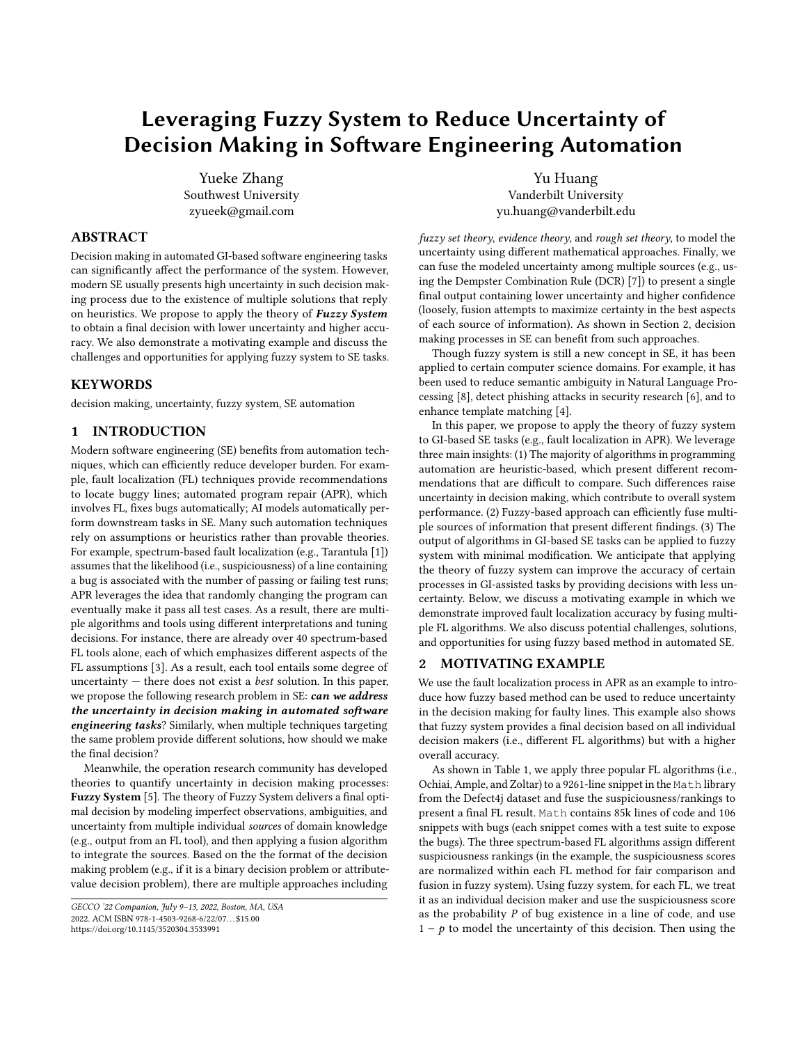# Leveraging Fuzzy System to Reduce Uncertainty of Decision Making in Software Engineering Automation

Yueke Zhang
Southwest University
zyueek@gmail.com

Yu Huang
Vanderbilt University
yu.huang@vanderbilt.edu

## ABSTRACT

Decision making in automated GI-based software engineering tasks can significantly affect the performance of the system. However, modern SE usually presents high uncertainty in such decision making process due to the existence of multiple solutions that reply on heuristics. We propose to apply the theory of ***Fuzzy System*** to obtain a final decision with lower uncertainty and higher accuracy. We also demonstrate a motivating example and discuss the challenges and opportunities for applying fuzzy system to SE tasks.

## KEYWORDS

decision making, uncertainty, fuzzy system, SE automation

## 1 INTRODUCTION

Modern software engineering (SE) benefits from automation techniques, which can efficiently reduce developer burden. For example, fault localization (FL) techniques provide recommendations to locate buggy lines; automated program repair (APR), which involves FL, fixes bugs automatically; AI models automatically perform downstream tasks in SE. Many such automation techniques rely on assumptions or heuristics rather than provable theories. For example, spectrum-based fault localization (e.g., Tarantula [1]) assumes that the likelihood (i.e., suspiciousness) of a line containing a bug is associated with the number of passing or failing test runs; APR leverages the idea that randomly changing the program can eventually make it pass all test cases. As a result, there are multiple algorithms and tools using different interpretations and tuning decisions. For instance, there are already over 40 spectrum-based FL tools alone, each of which emphasizes different aspects of the FL assumptions [3]. As a result, each tool entails some degree of uncertainty — there does not exist a *best* solution. In this paper, we propose the following research problem in SE: ***can we address the uncertainty in decision making in automated software engineering tasks***? Similarly, when multiple techniques targeting the same problem provide different solutions, how should we make the final decision?

Meanwhile, the operation research community has developed theories to quantify uncertainty in decision making processes: **Fuzzy System** [5]. The theory of Fuzzy System delivers a final optimal decision by modeling imperfect observations, ambiguities, and uncertainty from multiple individual *sources* of domain knowledge (e.g., output from an FL tool), and then applying a fusion algorithm to integrate the sources. Based on the the format of the decision making problem (e.g., if it is a binary decision problem or attribute-value decision problem), there are multiple approaches including *fuzzy set theory*, *evidence theory*, and *rough set theory*, to model the uncertainty using different mathematical approaches. Finally, we can fuse the modeled uncertainty among multiple sources (e.g., using the Dempster Combination Rule (DCR) [7]) to present a single final output containing lower uncertainty and higher confidence (loosely, fusion attempts to maximize certainty in the best aspects of each source of information). As shown in Section 2, decision making processes in SE can benefit from such approaches.

Though fuzzy system is still a new concept in SE, it has been applied to certain computer science domains. For example, it has been used to reduce semantic ambiguity in Natural Language Processing [8], detect phishing attacks in security research [6], and to enhance template matching [4].

In this paper, we propose to apply the theory of fuzzy system to GI-based SE tasks (e.g., fault localization in APR). We leverage three main insights: (1) The majority of algorithms in programming automation are heuristic-based, which present different recommendations that are difficult to compare. Such differences raise uncertainty in decision making, which contribute to overall system performance. (2) Fuzzy-based approach can efficiently fuse multiple sources of information that present different findings. (3) The output of algorithms in GI-based SE tasks can be applied to fuzzy system with minimal modification. We anticipate that applying the theory of fuzzy system can improve the accuracy of certain processes in GI-assisted tasks by providing decisions with less uncertainty. Below, we discuss a motivating example in which we demonstrate improved fault localization accuracy by fusing multiple FL algorithms. We also discuss potential challenges, solutions, and opportunities for using fuzzy based method in automated SE.

## 2 MOTIVATING EXAMPLE

We use the fault localization process in APR as an example to introduce how fuzzy based method can be used to reduce uncertainty in the decision making for faulty lines. This example also shows that fuzzy system provides a final decision based on all individual decision makers (i.e., different FL algorithms) but with a higher overall accuracy.

As shown in Table 1, we apply three popular FL algorithms (i.e., Ochiai, Ample, and Zoltar) to a 9261-line snippet in the `Math` library from the Defect4j dataset and fuse the suspiciousness/rankings to present a final FL result. `Math` contains 85k lines of code and 106 snippets with bugs (each snippet comes with a test suite to expose the bugs). The three spectrum-based FL algorithms assign different suspiciousness rankings (in the example, the suspiciousness scores are normalized within each FL method for fair comparison and fusion in fuzzy system). Using fuzzy system, for each FL, we treat it as an individual decision maker and use the suspiciousness score as the probability $P$ of bug existence in a line of code, and use $1 - p$ to model the uncertainty of this decision. Then using the

GECCO '22 Companion, July 9–13, 2022, Boston, MA, USA
2022. ACM ISBN 978-1-4503-9268-6/22/07...$15.00
https://doi.org/10.1145/3520304.3533991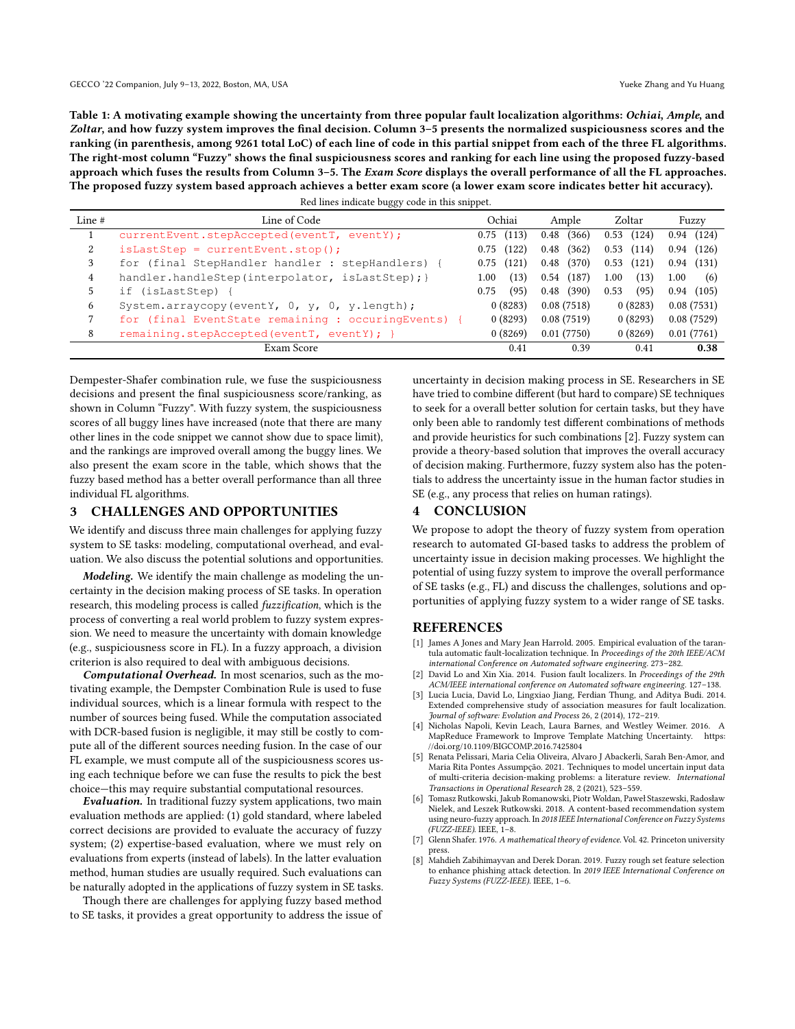**Table 1: A motivating example showing the uncertainty from three popular fault localization algorithms: *Ochiai*, *Ample*, and *Zoltar*, and how fuzzy system improves the final decision. Column 3–5 presents the normalized suspiciousness scores and the ranking (in parenthesis, among 9261 total LoC) of each line of code in this partial snippet from each of the three FL algorithms. The right-most column "Fuzzy" shows the final suspiciousness scores and ranking for each line using the proposed fuzzy-based approach which fuses the results from Column 3–5. The *Exam Score* displays the overall performance of all the FL approaches. The proposed fuzzy system based approach achieves a better exam score (a lower exam score indicates better hit accuracy).**

Red lines indicate buggy code in this snippet.

| Line # | Line of Code | Ochiai | Ample | Zoltar | Fuzzy |
|---|---|---|---|---|---|
| 1 | `currentEvent.stepAccepted(eventT, eventY);` | 0.75 (113) | 0.48 (366) | 0.53 (124) | 0.94 (124) |
| 2 | `isLastStep = currentEvent.stop();` | 0.75 (122) | 0.48 (362) | 0.53 (114) | 0.94 (126) |
| 3 | `for (final StepHandler handler : stepHandlers) {` | 0.75 (121) | 0.48 (370) | 0.53 (121) | 0.94 (131) |
| 4 | `handler.handleStep(interpolator, isLastStep);}` | 1.00 (13) | 0.54 (187) | 1.00 (13) | 1.00 (6) |
| 5 | `if (isLastStep) {` | 0.75 (95) | 0.48 (390) | 0.53 (95) | 0.94 (105) |
| 6 | `System.arraycopy(eventY, 0, y, 0, y.length);` | 0 (8283) | 0.08 (7518) | 0 (8283) | 0.08 (7531) |
| 7 | `for (final EventState remaining : occuringEvents) {` | 0 (8293) | 0.08 (7519) | 0 (8293) | 0.08 (7529) |
| 8 | `remaining.stepAccepted(eventT, eventY); }` | 0 (8269) | 0.01 (7750) | 0 (8269) | 0.01 (7761) |
| | Exam Score | 0.41 | 0.39 | 0.41 | **0.38** |

Dempester-Shafer combination rule, we fuse the suspiciousness decisions and present the final suspiciousness score/ranking, as shown in Column "Fuzzy". With fuzzy system, the suspiciousness scores of all buggy lines have increased (note that there are many other lines in the code snippet we cannot show due to space limit), and the rankings are improved overall among the buggy lines. We also present the exam score in the table, which shows that the fuzzy based method has a better overall performance than all three individual FL algorithms.

## 3 CHALLENGES AND OPPORTUNITIES

We identify and discuss three main challenges for applying fuzzy system to SE tasks: modeling, computational overhead, and evaluation. We also discuss the potential solutions and opportunities.

***Modeling.*** We identify the main challenge as modeling the uncertainty in the decision making process of SE tasks. In operation research, this modeling process is called *fuzzification*, which is the process of converting a real world problem to fuzzy system expression. We need to measure the uncertainty with domain knowledge (e.g., suspiciousness score in FL). In a fuzzy approach, a division criterion is also required to deal with ambiguous decisions.

***Computational Overhead.*** In most scenarios, such as the motivating example, the Dempster Combination Rule is used to fuse individual sources, which is a linear formula with respect to the number of sources being fused. While the computation associated with DCR-based fusion is negligible, it may still be costly to compute all of the different sources needing fusion. In the case of our FL example, we must compute all of the suspiciousness scores using each technique before we can fuse the results to pick the best choice—this may require substantial computational resources.

***Evaluation.*** In traditional fuzzy system applications, two main evaluation methods are applied: (1) gold standard, where labeled correct decisions are provided to evaluate the accuracy of fuzzy system; (2) expertise-based evaluation, where we must rely on evaluations from experts (instead of labels). In the latter evaluation method, human studies are usually required. Such evaluations can be naturally adopted in the applications of fuzzy system in SE tasks.

Though there are challenges for applying fuzzy based method to SE tasks, it provides a great opportunity to address the issue of uncertainty in decision making process in SE. Researchers in SE have tried to combine different (but hard to compare) SE techniques to seek for a overall better solution for certain tasks, but they have only been able to randomly test different combinations of methods and provide heuristics for such combinations [2]. Fuzzy system can provide a theory-based solution that improves the overall accuracy of decision making. Furthermore, fuzzy system also has the potentials to address the uncertainty issue in the human factor studies in SE (e.g., any process that relies on human ratings).

## 4 CONCLUSION

We propose to adopt the theory of fuzzy system from operation research to automated GI-based tasks to address the problem of uncertainty issue in decision making processes. We highlight the potential of using fuzzy system to improve the overall performance of SE tasks (e.g., FL) and discuss the challenges, solutions and opportunities of applying fuzzy system to a wider range of SE tasks.

## REFERENCES

- [1] James A Jones and Mary Jean Harrold. 2005. Empirical evaluation of the tarantula automatic fault-localization technique. In *Proceedings of the 20th IEEE/ACM international Conference on Automated software engineering*. 273–282.
- [2] David Lo and Xin Xia. 2014. Fusion fault localizers. In *Proceedings of the 29th ACM/IEEE international conference on Automated software engineering*. 127–138.
- [3] Lucia Lucia, David Lo, Lingxiao Jiang, Ferdian Thung, and Aditya Budi. 2014. Extended comprehensive study of association measures for fault localization. *Journal of software: Evolution and Process* 26, 2 (2014), 172–219.
- [4] Nicholas Napoli, Kevin Leach, Laura Barnes, and Westley Weimer. 2016. A MapReduce Framework to Improve Template Matching Uncertainty. https://doi.org/10.1109/BIGCOMP.2016.7425804
- [5] Renata Pelissari, Maria Celia Oliveira, Alvaro J Abackerli, Sarah Ben-Amor, and Maria Rita Pontes Assumpção. 2021. Techniques to model uncertain input data of multi-criteria decision-making problems: a literature review. *International Transactions in Operational Research* 28, 2 (2021), 523–559.
- [6] Tomasz Rutkowski, Jakub Romanowski, Piotr Woldan, Paweł Staszewski, Radosław Nielek, and Leszek Rutkowski. 2018. A content-based recommendation system using neuro-fuzzy approach. In *2018 IEEE International Conference on Fuzzy Systems (FUZZ-IEEE)*. IEEE, 1–8.
- [7] Glenn Shafer. 1976. *A mathematical theory of evidence*. Vol. 42. Princeton university press.
- [8] Mahdieh Zabihimayvan and Derek Doran. 2019. Fuzzy rough set feature selection to enhance phishing attack detection. In *2019 IEEE International Conference on Fuzzy Systems (FUZZ-IEEE)*. IEEE, 1–6.